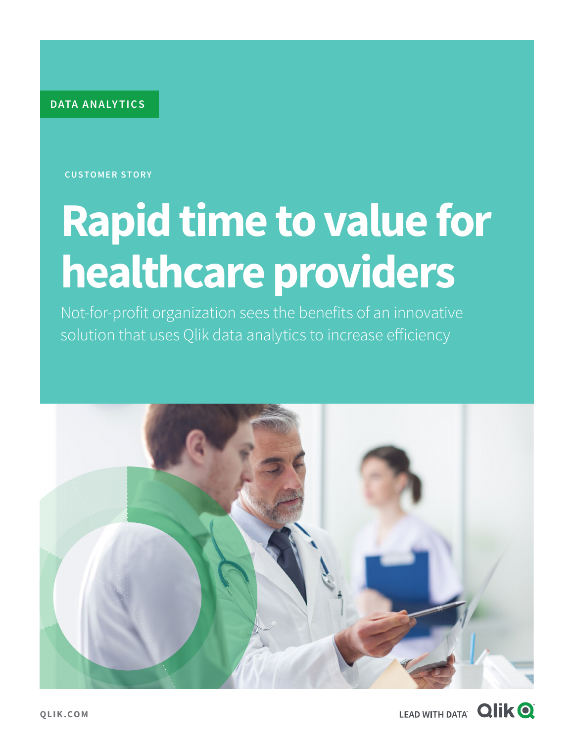DATA ANALYTICS

CUSTOMER STORY

# Rapid time to value for healthcare providers

Not-for-profit organization sees the benefits of an innovative solution that uses Qlik data analytics to increase efficiency

QLIK.COM

LEAD WITH DATA™ Qlik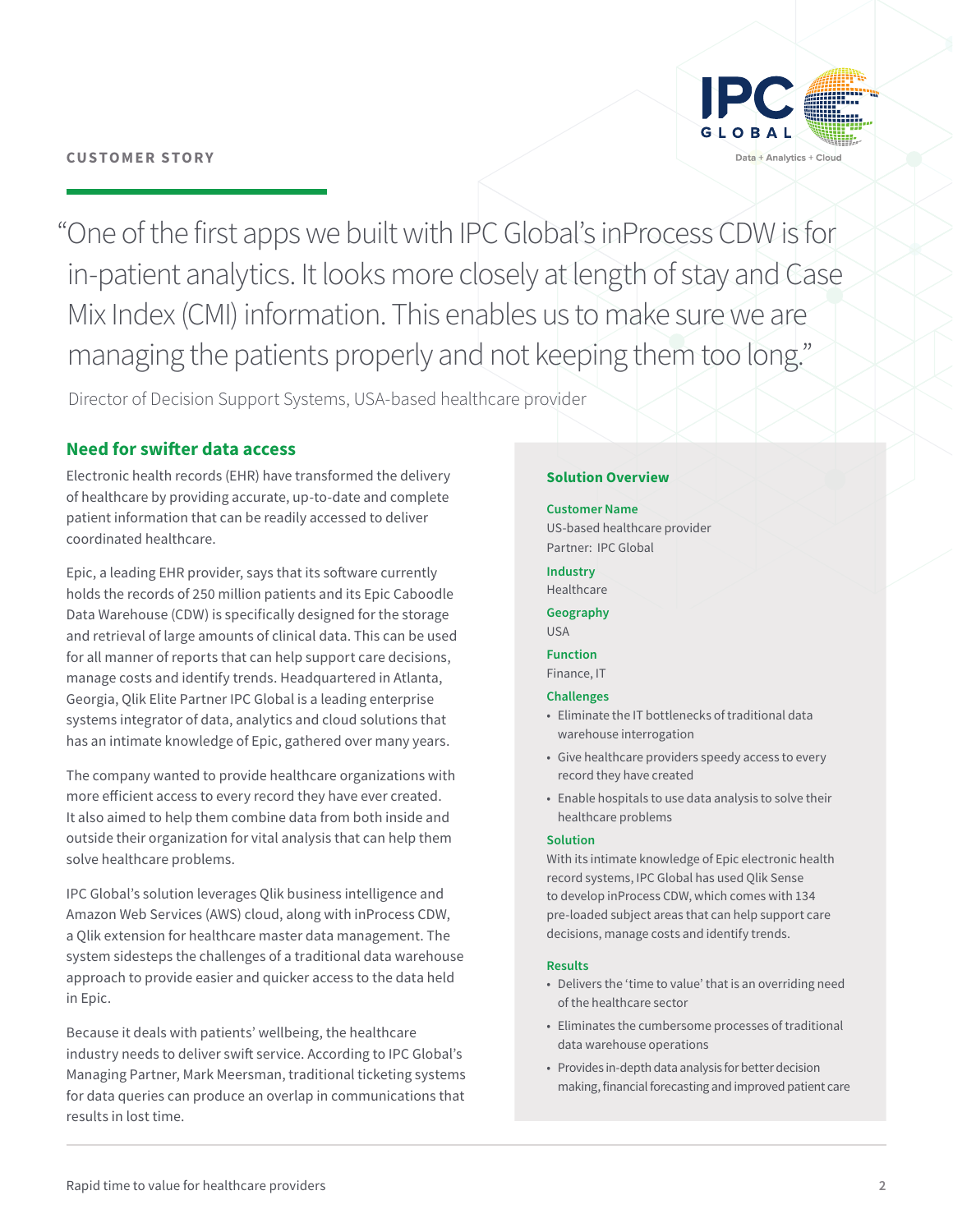CUSTOMER STORY

> "One of the first apps we built with IPC Global's inProcess CDW is for in-patient analytics. It looks more closely at length of stay and Case Mix Index (CMI) information. This enables us to make sure we are managing the patients properly and not keeping them too long."

Director of Decision Support Systems, USA-based healthcare provider

## Need for swifter data access

Electronic health records (EHR) have transformed the delivery of healthcare by providing accurate, up-to-date and complete patient information that can be readily accessed to deliver coordinated healthcare.

Epic, a leading EHR provider, says that its software currently holds the records of 250 million patients and its Epic Caboodle Data Warehouse (CDW) is specifically designed for the storage and retrieval of large amounts of clinical data. This can be used for all manner of reports that can help support care decisions, manage costs and identify trends. Headquartered in Atlanta, Georgia, Qlik Elite Partner IPC Global is a leading enterprise systems integrator of data, analytics and cloud solutions that has an intimate knowledge of Epic, gathered over many years.

The company wanted to provide healthcare organizations with more efficient access to every record they have ever created. It also aimed to help them combine data from both inside and outside their organization for vital analysis that can help them solve healthcare problems.

IPC Global's solution leverages Qlik business intelligence and Amazon Web Services (AWS) cloud, along with inProcess CDW, a Qlik extension for healthcare master data management. The system sidesteps the challenges of a traditional data warehouse approach to provide easier and quicker access to the data held in Epic.

Because it deals with patients' wellbeing, the healthcare industry needs to deliver swift service. According to IPC Global's Managing Partner, Mark Meersman, traditional ticketing systems for data queries can produce an overlap in communications that results in lost time.

### Solution Overview

**Customer Name**
US-based healthcare provider
Partner: IPC Global

**Industry**
Healthcare

**Geography**
USA

**Function**
Finance, IT

**Challenges**
- Eliminate the IT bottlenecks of traditional data warehouse interrogation
- Give healthcare providers speedy access to every record they have created
- Enable hospitals to use data analysis to solve their healthcare problems

**Solution**
With its intimate knowledge of Epic electronic health record systems, IPC Global has used Qlik Sense to develop inProcess CDW, which comes with 134 pre-loaded subject areas that can help support care decisions, manage costs and identify trends.

**Results**
- Delivers the 'time to value' that is an overriding need of the healthcare sector
- Eliminates the cumbersome processes of traditional data warehouse operations
- Provides in-depth data analysis for better decision making, financial forecasting and improved patient care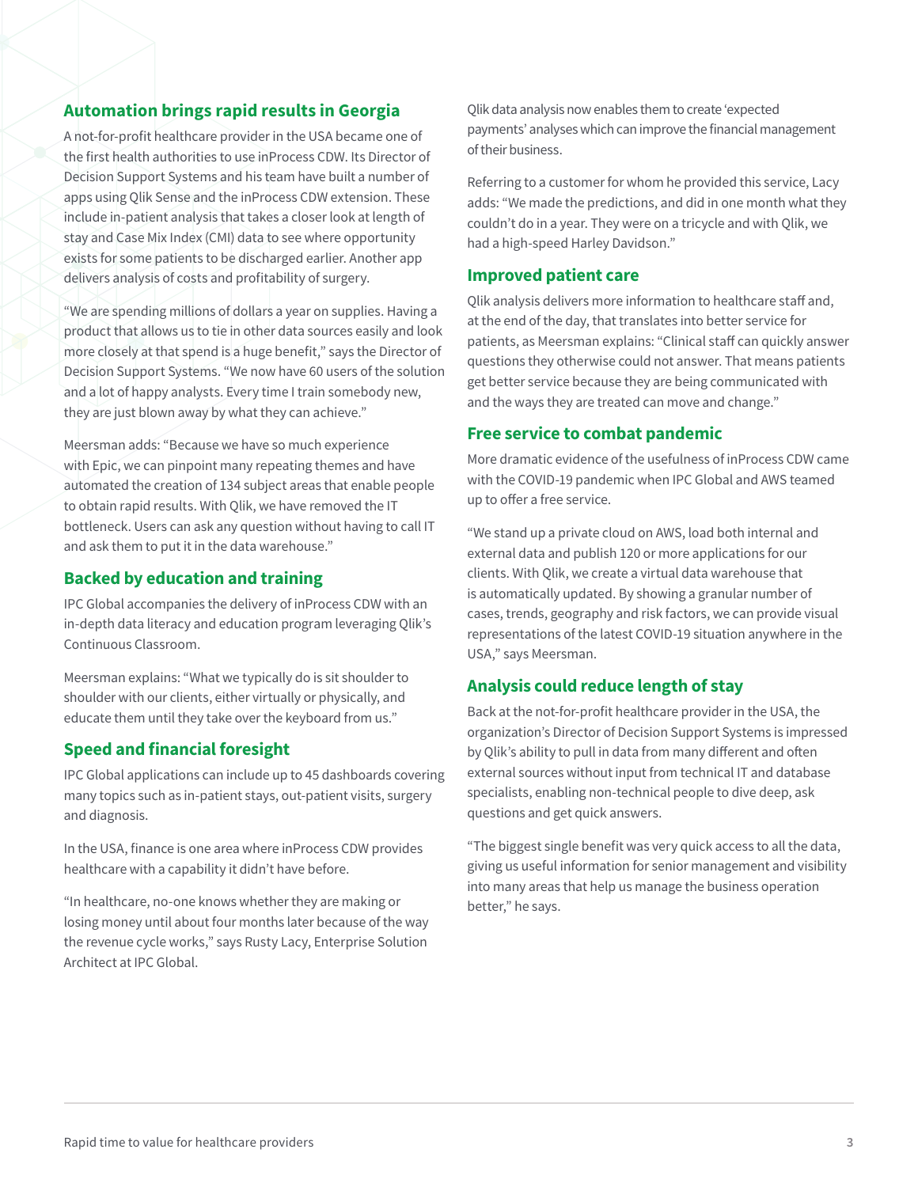## Automation brings rapid results in Georgia

A not-for-profit healthcare provider in the USA became one of the first health authorities to use inProcess CDW. Its Director of Decision Support Systems and his team have built a number of apps using Qlik Sense and the inProcess CDW extension. These include in-patient analysis that takes a closer look at length of stay and Case Mix Index (CMI) data to see where opportunity exists for some patients to be discharged earlier. Another app delivers analysis of costs and profitability of surgery.

"We are spending millions of dollars a year on supplies. Having a product that allows us to tie in other data sources easily and look more closely at that spend is a huge benefit," says the Director of Decision Support Systems. "We now have 60 users of the solution and a lot of happy analysts. Every time I train somebody new, they are just blown away by what they can achieve."

Meersman adds: "Because we have so much experience with Epic, we can pinpoint many repeating themes and have automated the creation of 134 subject areas that enable people to obtain rapid results. With Qlik, we have removed the IT bottleneck. Users can ask any question without having to call IT and ask them to put it in the data warehouse."

## Backed by education and training

IPC Global accompanies the delivery of inProcess CDW with an in-depth data literacy and education program leveraging Qlik's Continuous Classroom.

Meersman explains: "What we typically do is sit shoulder to shoulder with our clients, either virtually or physically, and educate them until they take over the keyboard from us."

## Speed and financial foresight

IPC Global applications can include up to 45 dashboards covering many topics such as in-patient stays, out-patient visits, surgery and diagnosis.

In the USA, finance is one area where inProcess CDW provides healthcare with a capability it didn't have before.

"In healthcare, no-one knows whether they are making or losing money until about four months later because of the way the revenue cycle works," says Rusty Lacy, Enterprise Solution Architect at IPC Global.

Qlik data analysis now enables them to create 'expected payments' analyses which can improve the financial management of their business.

Referring to a customer for whom he provided this service, Lacy adds: "We made the predictions, and did in one month what they couldn't do in a year. They were on a tricycle and with Qlik, we had a high-speed Harley Davidson."

## Improved patient care

Qlik analysis delivers more information to healthcare staff and, at the end of the day, that translates into better service for patients, as Meersman explains: "Clinical staff can quickly answer questions they otherwise could not answer. That means patients get better service because they are being communicated with and the ways they are treated can move and change."

## Free service to combat pandemic

More dramatic evidence of the usefulness of inProcess CDW came with the COVID-19 pandemic when IPC Global and AWS teamed up to offer a free service.

"We stand up a private cloud on AWS, load both internal and external data and publish 120 or more applications for our clients. With Qlik, we create a virtual data warehouse that is automatically updated. By showing a granular number of cases, trends, geography and risk factors, we can provide visual representations of the latest COVID-19 situation anywhere in the USA," says Meersman.

## Analysis could reduce length of stay

Back at the not-for-profit healthcare provider in the USA, the organization's Director of Decision Support Systems is impressed by Qlik's ability to pull in data from many different and often external sources without input from technical IT and database specialists, enabling non-technical people to dive deep, ask questions and get quick answers.

"The biggest single benefit was very quick access to all the data, giving us useful information for senior management and visibility into many areas that help us manage the business operation better," he says.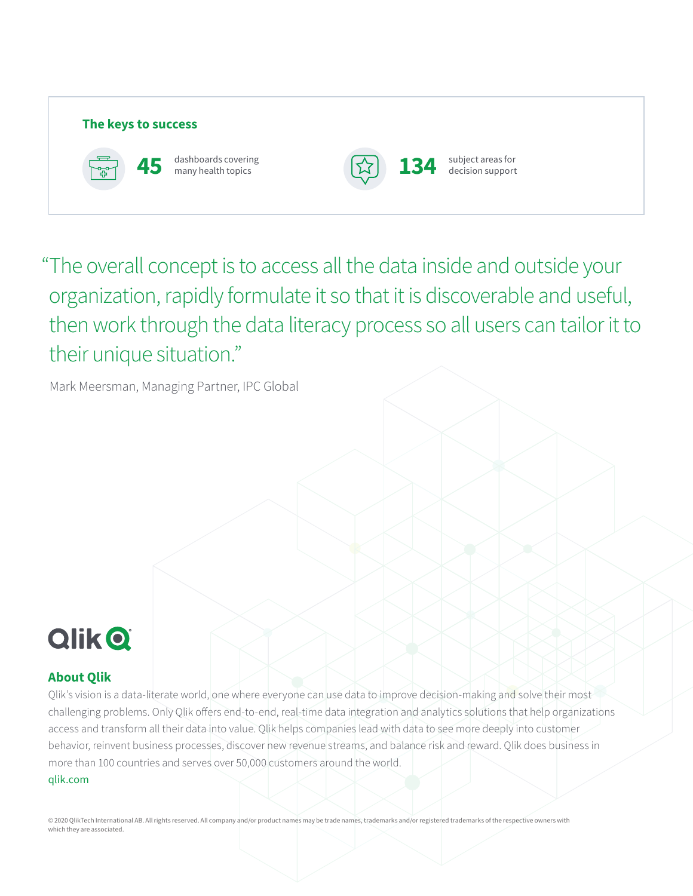## The keys to success

**45** dashboards covering many health topics

**134** subject areas for decision support

> "The overall concept is to access all the data inside and outside your organization, rapidly formulate it so that it is discoverable and useful, then work through the data literacy process so all users can tailor it to their unique situation."

Mark Meersman, Managing Partner, IPC Global

Qlik

### About Qlik

Qlik's vision is a data-literate world, one where everyone can use data to improve decision-making and solve their most challenging problems. Only Qlik offers end-to-end, real-time data integration and analytics solutions that help organizations access and transform all their data into value. Qlik helps companies lead with data to see more deeply into customer behavior, reinvent business processes, discover new revenue streams, and balance risk and reward. Qlik does business in more than 100 countries and serves over 50,000 customers around the world.

qlik.com

© 2020 QlikTech International AB. All rights reserved. All company and/or product names may be trade names, trademarks and/or registered trademarks of the respective owners with which they are associated.